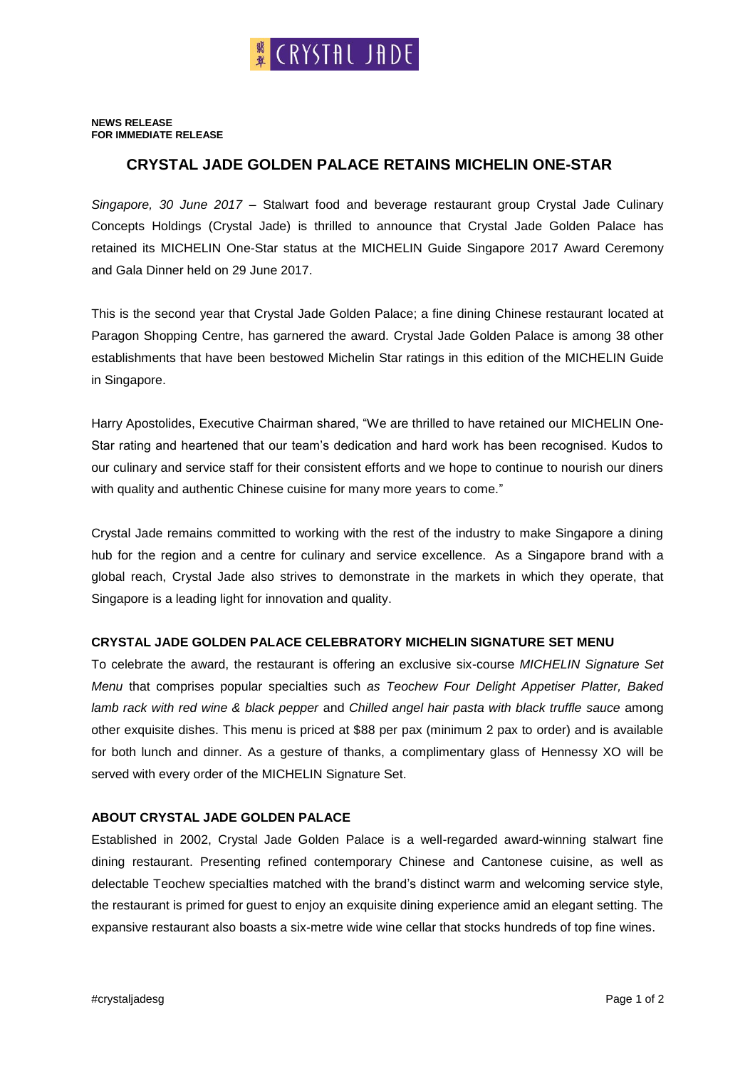**NEWS RELEASE**
**FOR IMMEDIATE RELEASE**

# CRYSTAL JADE GOLDEN PALACE RETAINS MICHELIN ONE-STAR

*Singapore, 30 June 2017* – Stalwart food and beverage restaurant group Crystal Jade Culinary Concepts Holdings (Crystal Jade) is thrilled to announce that Crystal Jade Golden Palace has retained its MICHELIN One-Star status at the MICHELIN Guide Singapore 2017 Award Ceremony and Gala Dinner held on 29 June 2017.

This is the second year that Crystal Jade Golden Palace; a fine dining Chinese restaurant located at Paragon Shopping Centre, has garnered the award. Crystal Jade Golden Palace is among 38 other establishments that have been bestowed Michelin Star ratings in this edition of the MICHELIN Guide in Singapore.

Harry Apostolides, Executive Chairman shared, "We are thrilled to have retained our MICHELIN One-Star rating and heartened that our team's dedication and hard work has been recognised. Kudos to our culinary and service staff for their consistent efforts and we hope to continue to nourish our diners with quality and authentic Chinese cuisine for many more years to come."

Crystal Jade remains committed to working with the rest of the industry to make Singapore a dining hub for the region and a centre for culinary and service excellence. As a Singapore brand with a global reach, Crystal Jade also strives to demonstrate in the markets in which they operate, that Singapore is a leading light for innovation and quality.

## CRYSTAL JADE GOLDEN PALACE CELEBRATORY MICHELIN SIGNATURE SET MENU

To celebrate the award, the restaurant is offering an exclusive six-course *MICHELIN Signature Set Menu* that comprises popular specialties such *as Teochew Four Delight Appetiser Platter, Baked lamb rack with red wine & black pepper* and *Chilled angel hair pasta with black truffle sauce* among other exquisite dishes. This menu is priced at $88 per pax (minimum 2 pax to order) and is available for both lunch and dinner. As a gesture of thanks, a complimentary glass of Hennessy XO will be served with every order of the MICHELIN Signature Set.

## ABOUT CRYSTAL JADE GOLDEN PALACE

Established in 2002, Crystal Jade Golden Palace is a well-regarded award-winning stalwart fine dining restaurant. Presenting refined contemporary Chinese and Cantonese cuisine, as well as delectable Teochew specialties matched with the brand's distinct warm and welcoming service style, the restaurant is primed for guest to enjoy an exquisite dining experience amid an elegant setting. The expansive restaurant also boasts a six-metre wide wine cellar that stocks hundreds of top fine wines.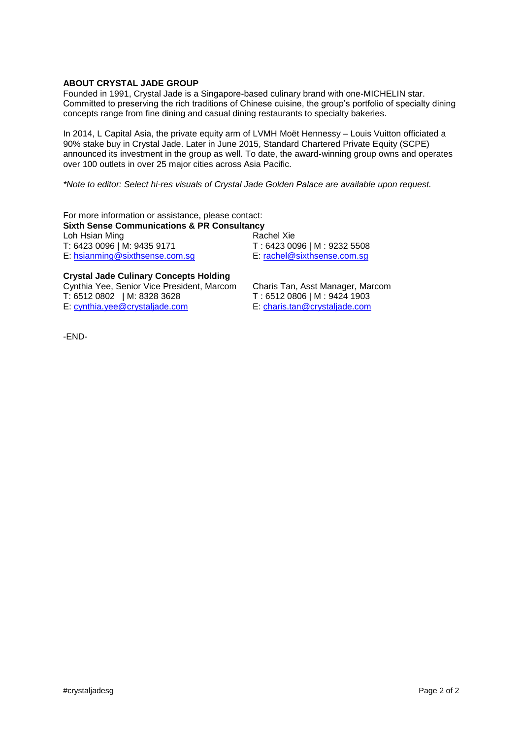## ABOUT CRYSTAL JADE GROUP

Founded in 1991, Crystal Jade is a Singapore-based culinary brand with one-MICHELIN star. Committed to preserving the rich traditions of Chinese cuisine, the group's portfolio of specialty dining concepts range from fine dining and casual dining restaurants to specialty bakeries.

In 2014, L Capital Asia, the private equity arm of LVMH Moët Hennessy – Louis Vuitton officiated a 90% stake buy in Crystal Jade. Later in June 2015, Standard Chartered Private Equity (SCPE) announced its investment in the group as well. To date, the award-winning group owns and operates over 100 outlets in over 25 major cities across Asia Pacific.

*\*Note to editor: Select hi-res visuals of Crystal Jade Golden Palace are available upon request.*

For more information or assistance, please contact:

**Sixth Sense Communications & PR Consultancy**

Loh Hsian Ming
T: 6423 0096 | M: 9435 9171
E: hsianming@sixthsense.com.sg

Rachel Xie
T : 6423 0096 | M : 9232 5508
E: rachel@sixthsense.com.sg

**Crystal Jade Culinary Concepts Holding**

Cynthia Yee, Senior Vice President, Marcom
T: 6512 0802 | M: 8328 3628
E: cynthia.yee@crystaljade.com

Charis Tan, Asst Manager, Marcom
T : 6512 0806 | M : 9424 1903
E: charis.tan@crystaljade.com

-END-

#crystaljadesg